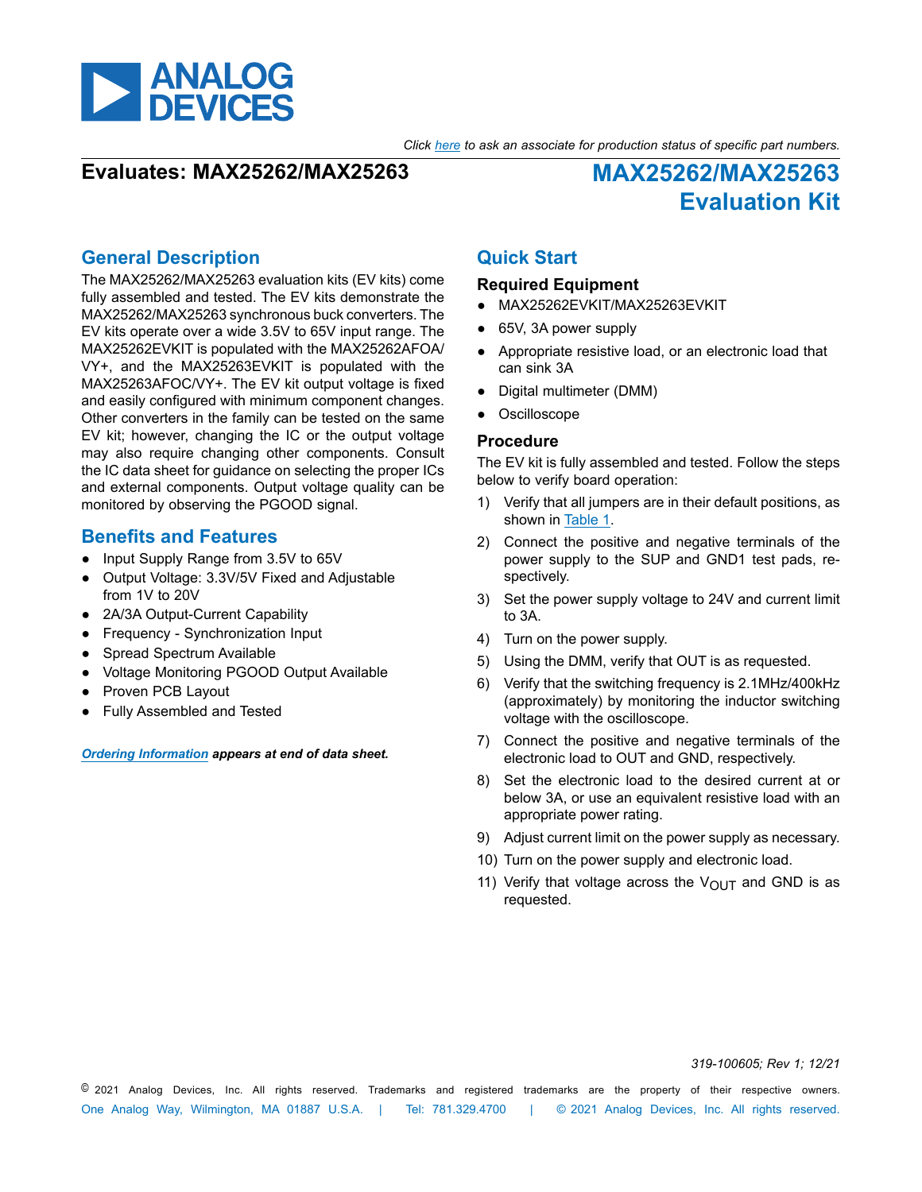*Click here to ask an associate for production status of specific part numbers.*

**Evaluates: MAX25262/MAX25263**

# MAX25262/MAX25263 Evaluation Kit

## General Description

The MAX25262/MAX25263 evaluation kits (EV kits) come fully assembled and tested. The EV kits demonstrate the MAX25262/MAX25263 synchronous buck converters. The EV kits operate over a wide 3.5V to 65V input range. The MAX25262EVKIT is populated with the MAX25262AFOA/VY+, and the MAX25263EVKIT is populated with the MAX25263AFOC/VY+. The EV kit output voltage is fixed and easily configured with minimum component changes. Other converters in the family can be tested on the same EV kit; however, changing the IC or the output voltage may also require changing other components. Consult the IC data sheet for guidance on selecting the proper ICs and external components. Output voltage quality can be monitored by observing the PGOOD signal.

## Benefits and Features

- Input Supply Range from 3.5V to 65V
- Output Voltage: 3.3V/5V Fixed and Adjustable from 1V to 20V
- 2A/3A Output-Current Capability
- Frequency - Synchronization Input
- Spread Spectrum Available
- Voltage Monitoring PGOOD Output Available
- Proven PCB Layout
- Fully Assembled and Tested

***Ordering Information* appears at end of data sheet.**

## Quick Start

### Required Equipment

- MAX25262EVKIT/MAX25263EVKIT
- 65V, 3A power supply
- Appropriate resistive load, or an electronic load that can sink 3A
- Digital multimeter (DMM)
- Oscilloscope

### Procedure

The EV kit is fully assembled and tested. Follow the steps below to verify board operation:

1) Verify that all jumpers are in their default positions, as shown in Table 1.
2) Connect the positive and negative terminals of the power supply to the SUP and GND1 test pads, respectively.
3) Set the power supply voltage to 24V and current limit to 3A.
4) Turn on the power supply.
5) Using the DMM, verify that OUT is as requested.
6) Verify that the switching frequency is 2.1MHz/400kHz (approximately) by monitoring the inductor switching voltage with the oscilloscope.
7) Connect the positive and negative terminals of the electronic load to OUT and GND, respectively.
8) Set the electronic load to the desired current at or below 3A, or use an equivalent resistive load with an appropriate power rating.
9) Adjust current limit on the power supply as necessary.
10) Turn on the power supply and electronic load.
11) Verify that voltage across the $V_{OUT}$ and GND is as requested.

319-100605; Rev 1; 12/21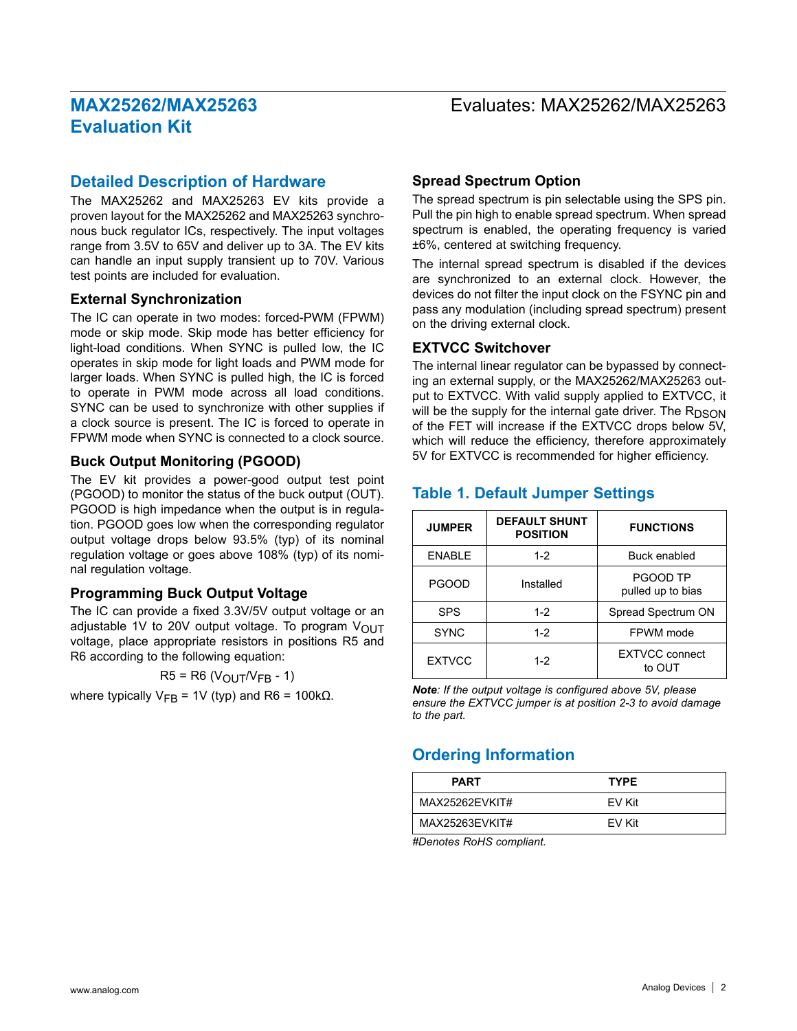## Detailed Description of Hardware

The MAX25262 and MAX25263 EV kits provide a proven layout for the MAX25262 and MAX25263 synchronous buck regulator ICs, respectively. The input voltages range from 3.5V to 65V and deliver up to 3A. The EV kits can handle an input supply transient up to 70V. Various test points are included for evaluation.

### External Synchronization

The IC can operate in two modes: forced-PWM (FPWM) mode or skip mode. Skip mode has better efficiency for light-load conditions. When SYNC is pulled low, the IC operates in skip mode for light loads and PWM mode for larger loads. When SYNC is pulled high, the IC is forced to operate in PWM mode across all load conditions. SYNC can be used to synchronize with other supplies if a clock source is present. The IC is forced to operate in FPWM mode when SYNC is connected to a clock source.

### Buck Output Monitoring (PGOOD)

The EV kit provides a power-good output test point (PGOOD) to monitor the status of the buck output (OUT). PGOOD is high impedance when the output is in regulation. PGOOD goes low when the corresponding regulator output voltage drops below 93.5% (typ) of its nominal regulation voltage or goes above 108% (typ) of its nominal regulation voltage.

### Programming Buck Output Voltage

The IC can provide a fixed 3.3V/5V output voltage or an adjustable 1V to 20V output voltage. To program $V_{OUT}$ voltage, place appropriate resistors in positions R5 and R6 according to the following equation:

$$R5 = R6 (V_{OUT}/V_{FB} - 1)$$

where typically $V_{FB}$ = 1V (typ) and R6 = 100kΩ.

### Spread Spectrum Option

The spread spectrum is pin selectable using the SPS pin. Pull the pin high to enable spread spectrum. When spread spectrum is enabled, the operating frequency is varied ±6%, centered at switching frequency.

The internal spread spectrum is disabled if the devices are synchronized to an external clock. However, the devices do not filter the input clock on the FSYNC pin and pass any modulation (including spread spectrum) present on the driving external clock.

### EXTVCC Switchover

The internal linear regulator can be bypassed by connecting an external supply, or the MAX25262/MAX25263 output to EXTVCC. With valid supply applied to EXTVCC, it will be the supply for the internal gate driver. The $R_{DSON}$ of the FET will increase if the EXTVCC drops below 5V, which will reduce the efficiency, therefore approximately 5V for EXTVCC is recommended for higher efficiency.

## Table 1. Default Jumper Settings

| JUMPER | DEFAULT SHUNT POSITION | FUNCTIONS |
|---|---|---|
| ENABLE | 1-2 | Buck enabled |
| PGOOD | Installed | PGOOD TP pulled up to bias |
| SPS | 1-2 | Spread Spectrum ON |
| SYNC | 1-2 | FPWM mode |
| EXTVCC | 1-2 | EXTVCC connect to OUT |

***Note**: If the output voltage is configured above 5V, please ensure the EXTVCC jumper is at position 2-3 to avoid damage to the part.*

## Ordering Information

| PART | TYPE |
|---|---|
| MAX25262EVKIT# | EV Kit |
| MAX25263EVKIT# | EV Kit |

*#Denotes RoHS compliant.*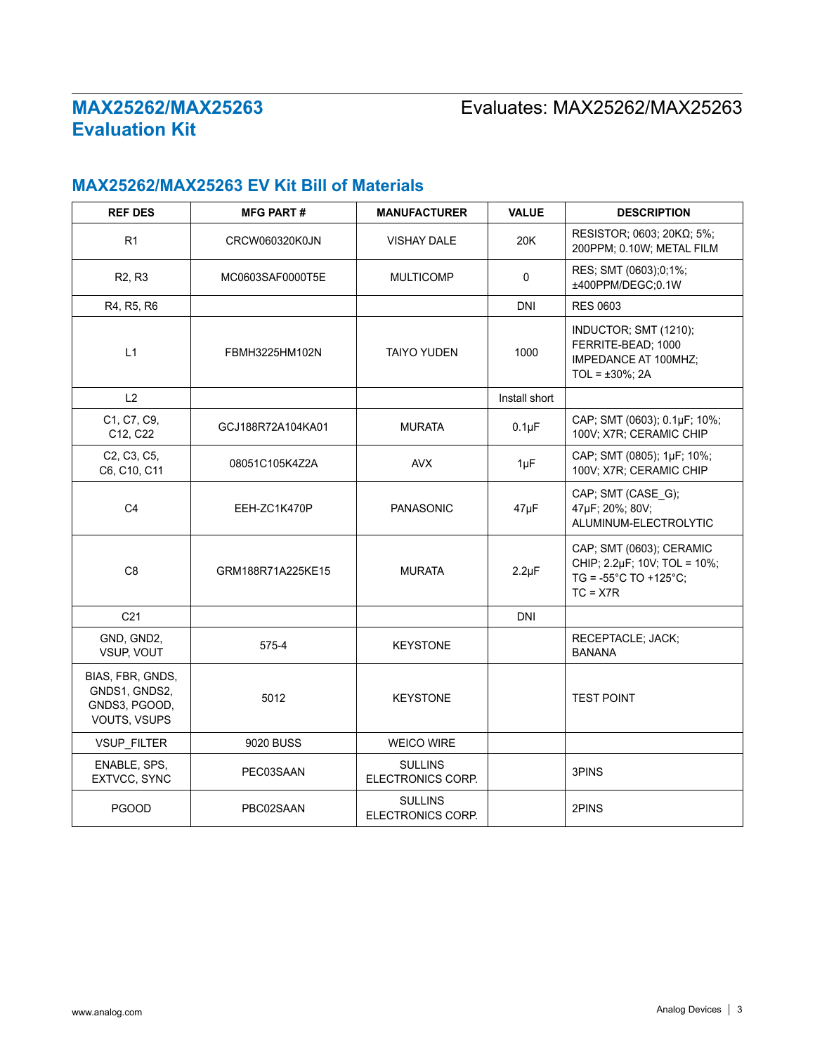## MAX25262/MAX25263 EV Kit Bill of Materials

| REF DES | MFG PART # | MANUFACTURER | VALUE | DESCRIPTION |
|---|---|---|---|---|
| R1 | CRCW060320K0JN | VISHAY DALE | 20K | RESISTOR; 0603; 20KΩ; 5%; 200PPM; 0.10W; METAL FILM |
| R2, R3 | MC0603SAF0000T5E | MULTICOMP | 0 | RES; SMT (0603);0;1%; ±400PPM/DEGC;0.1W |
| R4, R5, R6 | | | DNI | RES 0603 |
| L1 | FBMH3225HM102N | TAIYO YUDEN | 1000 | INDUCTOR; SMT (1210); FERRITE-BEAD; 1000 IMPEDANCE AT 100MHZ; TOL = ±30%; 2A |
| L2 | | | Install short | |
| C1, C7, C9, C12, C22 | GCJ188R72A104KA01 | MURATA | 0.1µF | CAP; SMT (0603); 0.1µF; 10%; 100V; X7R; CERAMIC CHIP |
| C2, C3, C5, C6, C10, C11 | 08051C105K4Z2A | AVX | 1µF | CAP; SMT (0805); 1µF; 10%; 100V; X7R; CERAMIC CHIP |
| C4 | EEH-ZC1K470P | PANASONIC | 47µF | CAP; SMT (CASE_G); 47µF; 20%; 80V; ALUMINUM-ELECTROLYTIC |
| C8 | GRM188R71A225KE15 | MURATA | 2.2µF | CAP; SMT (0603); CERAMIC CHIP; 2.2µF; 10V; TOL = 10%; TG = -55°C TO +125°C; TC = X7R |
| C21 | | | DNI | |
| GND, GND2, VSUP, VOUT | 575-4 | KEYSTONE | | RECEPTACLE; JACK; BANANA |
| BIAS, FBR, GNDS, GNDS1, GNDS2, GNDS3, PGOOD, VOUTS, VSUPS | 5012 | KEYSTONE | | TEST POINT |
| VSUP_FILTER | 9020 BUSS | WEICO WIRE | | |
| ENABLE, SPS, EXTVCC, SYNC | PEC03SAAN | SULLINS ELECTRONICS CORP. | | 3PINS |
| PGOOD | PBC02SAAN | SULLINS ELECTRONICS CORP. | | 2PINS |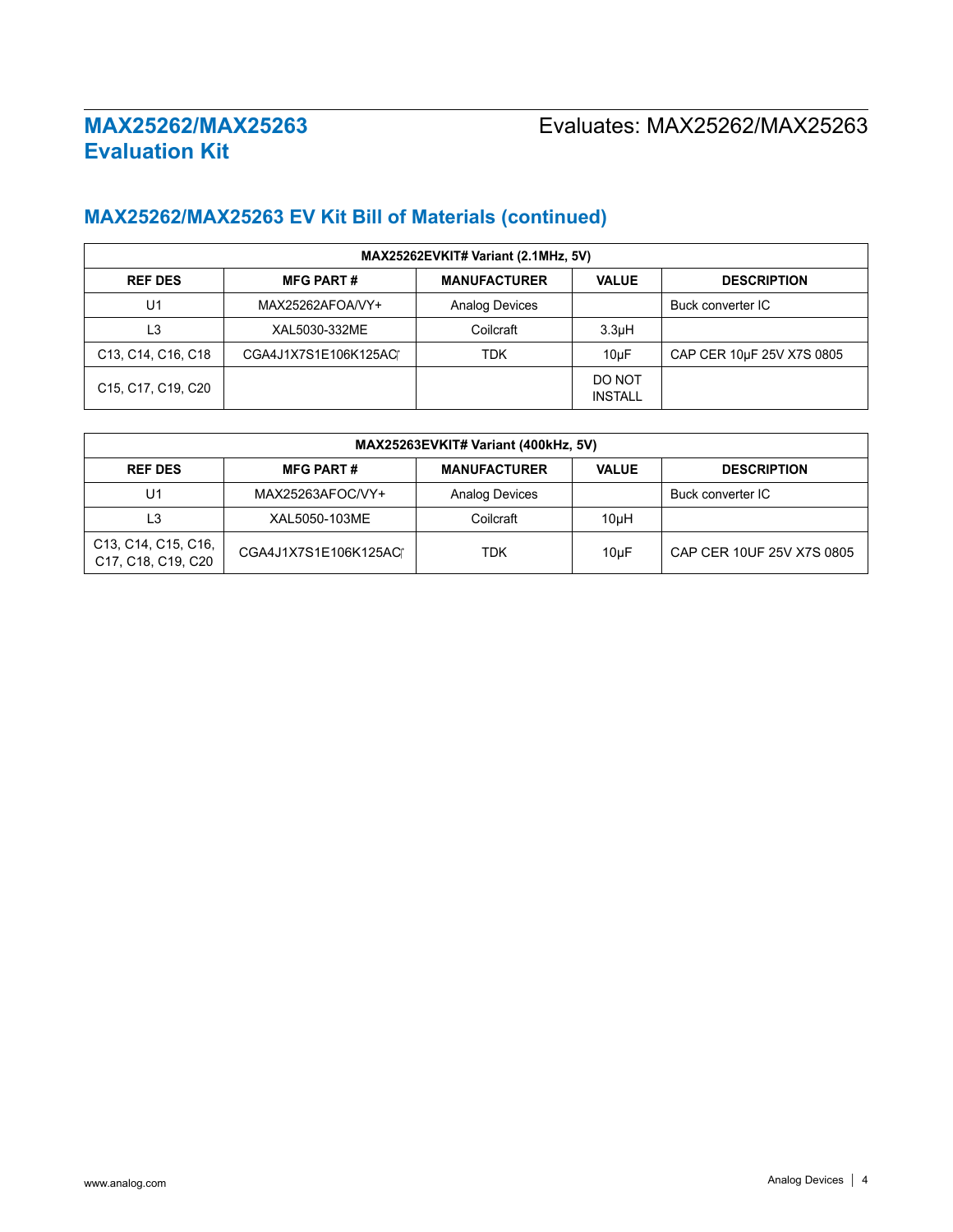## MAX25262/MAX25263 EV Kit Bill of Materials (continued)

| MAX25262EVKIT# Variant (2.1MHz, 5V) | | | | |
|---|---|---|---|---|
| **REF DES** | **MFG PART #** | **MANUFACTURER** | **VALUE** | **DESCRIPTION** |
| U1 | MAX25262AFOA/VY+ | Analog Devices | | Buck converter IC |
| L3 | XAL5030-332ME | Coilcraft | 3.3µH | |
| C13, C14, C16, C18 | CGA4J1X7S1E106K125AC | TDK | 10µF | CAP CER 10µF 25V X7S 0805 |
| C15, C17, C19, C20 | | | DO NOT INSTALL | |

| MAX25263EVKIT# Variant (400kHz, 5V) | | | | |
|---|---|---|---|---|
| **REF DES** | **MFG PART #** | **MANUFACTURER** | **VALUE** | **DESCRIPTION** |
| U1 | MAX25263AFOC/VY+ | Analog Devices | | Buck converter IC |
| L3 | XAL5050-103ME | Coilcraft | 10µH | |
| C13, C14, C15, C16, C17, C18, C19, C20 | CGA4J1X7S1E106K125AC | TDK | 10µF | CAP CER 10UF 25V X7S 0805 |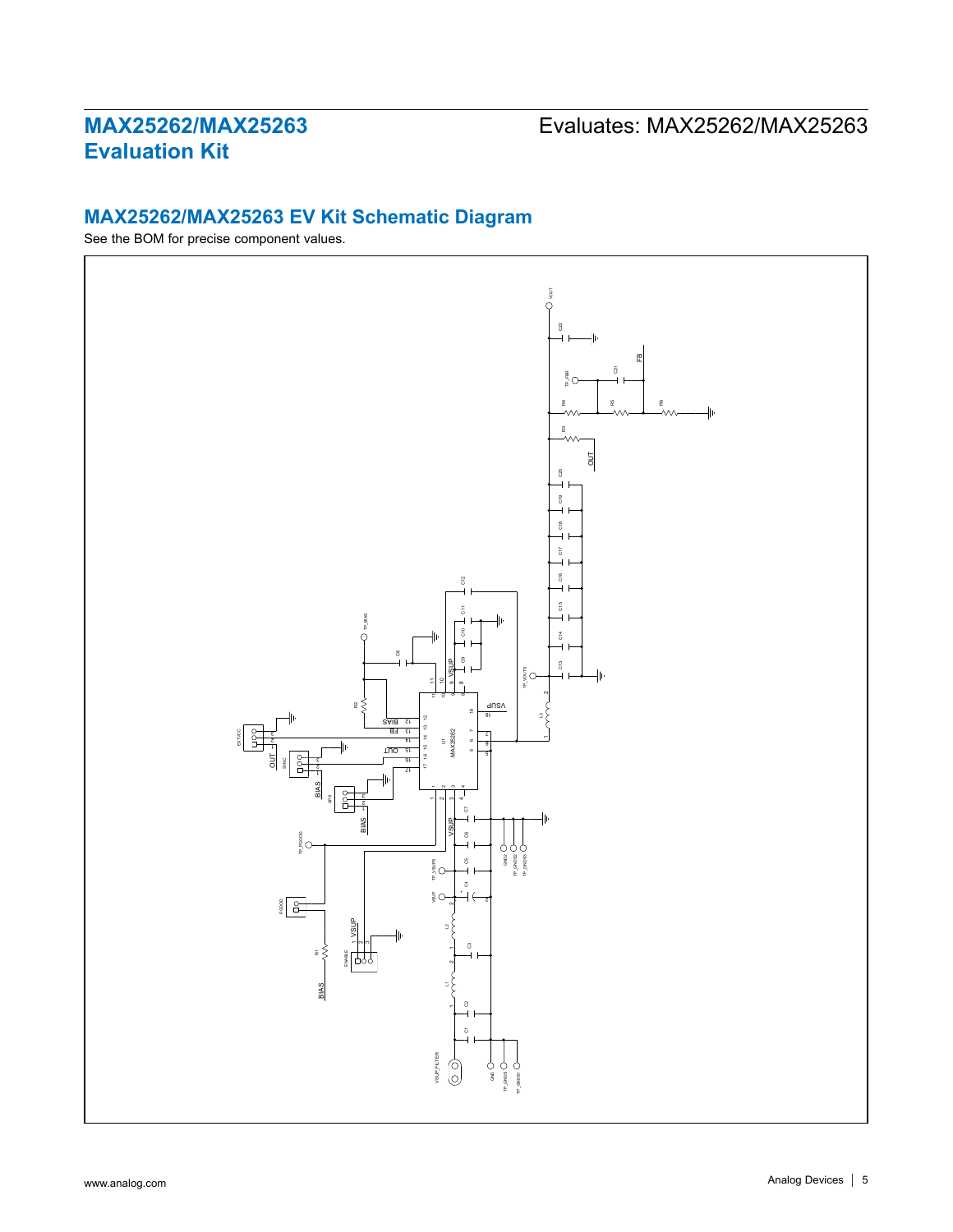## MAX25262/MAX25263 EV Kit Schematic Diagram

See the BOM for precise component values.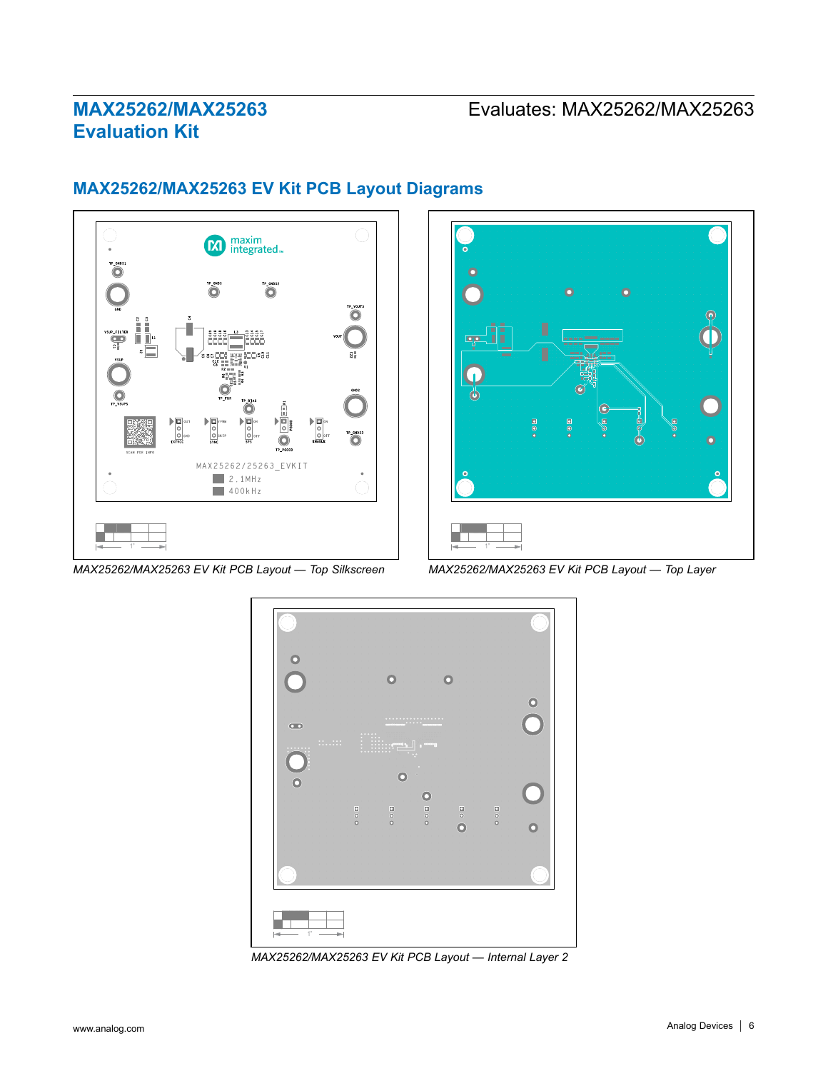## MAX25262/MAX25263 EV Kit PCB Layout Diagrams

*MAX25262/MAX25263 EV Kit PCB Layout — Top Silkscreen*

*MAX25262/MAX25263 EV Kit PCB Layout — Top Layer*

*MAX25262/MAX25263 EV Kit PCB Layout — Internal Layer 2*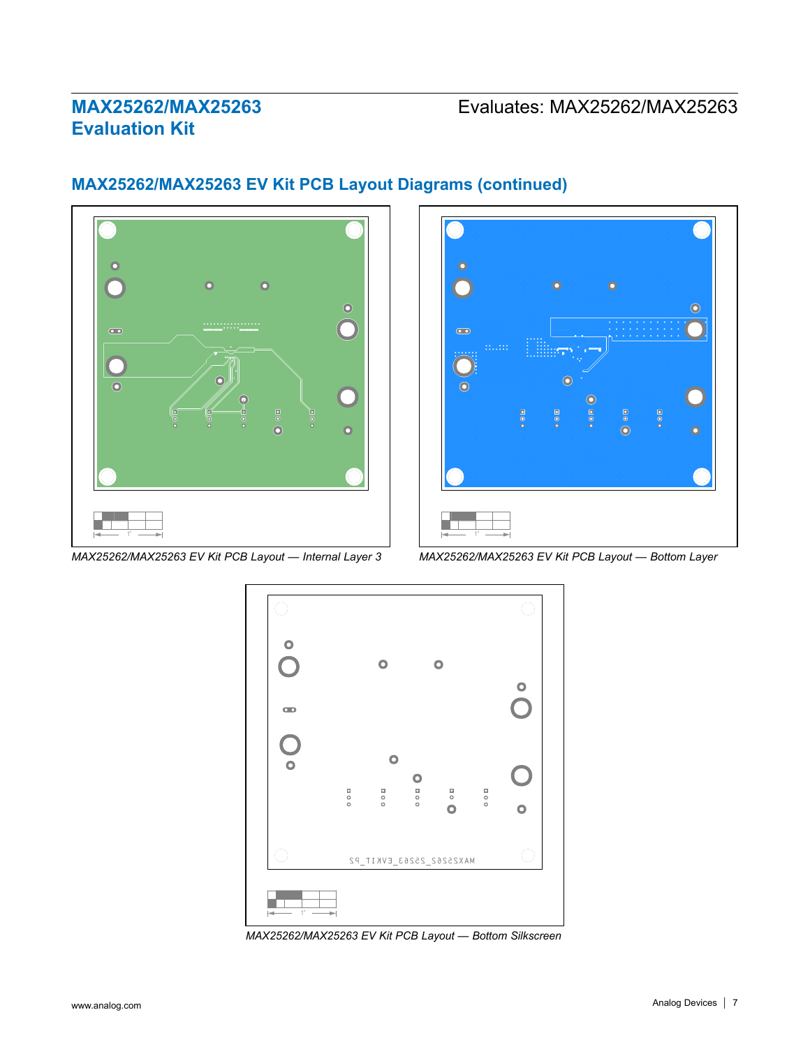## MAX25262/MAX25263 EV Kit PCB Layout Diagrams (continued)

*MAX25262/MAX25263 EV Kit PCB Layout — Internal Layer 3*

*MAX25262/MAX25263 EV Kit PCB Layout — Bottom Layer*

*MAX25262/MAX25263 EV Kit PCB Layout — Bottom Silkscreen*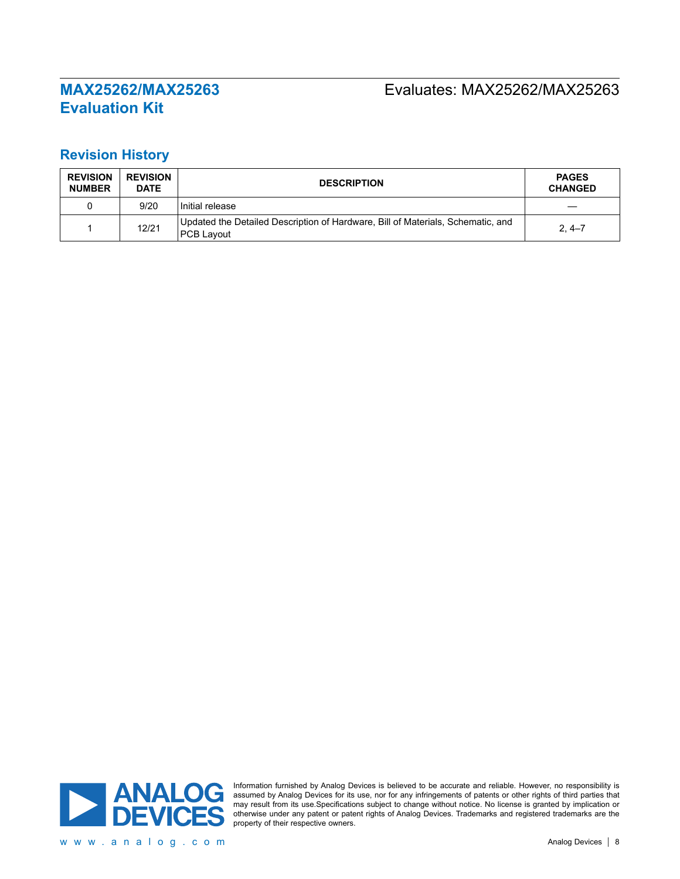## Revision History

| REVISION NUMBER | REVISION DATE | DESCRIPTION | PAGES CHANGED |
|---|---|---|---|
| 0 | 9/20 | Initial release | — |
| 1 | 12/21 | Updated the Detailed Description of Hardware, Bill of Materials, Schematic, and PCB Layout | 2, 4–7 |

Information furnished by Analog Devices is believed to be accurate and reliable. However, no responsibility is assumed by Analog Devices for its use, nor for any infringements of patents or other rights of third parties that may result from its use.Specifications subject to change without notice. No license is granted by implication or otherwise under any patent or patent rights of Analog Devices. Trademarks and registered trademarks are the property of their respective owners.